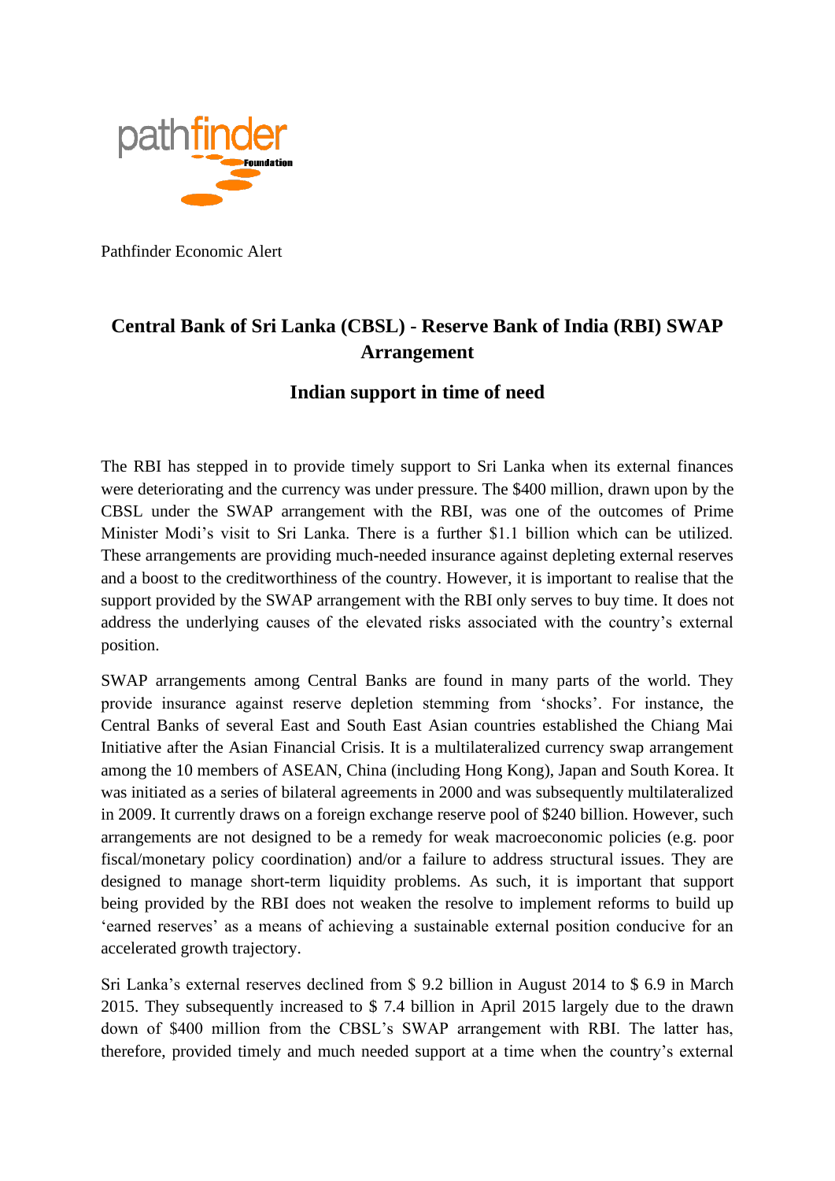pathfinder Foundation

Pathfinder Economic Alert

## Central Bank of Sri Lanka (CBSL) - Reserve Bank of India (RBI) SWAP Arrangement

### Indian support in time of need

The RBI has stepped in to provide timely support to Sri Lanka when its external finances were deteriorating and the currency was under pressure. The $400 million, drawn upon by the CBSL under the SWAP arrangement with the RBI, was one of the outcomes of Prime Minister Modi's visit to Sri Lanka. There is a further $1.1 billion which can be utilized. These arrangements are providing much-needed insurance against depleting external reserves and a boost to the creditworthiness of the country. However, it is important to realise that the support provided by the SWAP arrangement with the RBI only serves to buy time. It does not address the underlying causes of the elevated risks associated with the country's external position.

SWAP arrangements among Central Banks are found in many parts of the world. They provide insurance against reserve depletion stemming from 'shocks'. For instance, the Central Banks of several East and South East Asian countries established the Chiang Mai Initiative after the Asian Financial Crisis. It is a multilateralized currency swap arrangement among the 10 members of ASEAN, China (including Hong Kong), Japan and South Korea. It was initiated as a series of bilateral agreements in 2000 and was subsequently multilateralized in 2009. It currently draws on a foreign exchange reserve pool of $240 billion. However, such arrangements are not designed to be a remedy for weak macroeconomic policies (e.g. poor fiscal/monetary policy coordination) and/or a failure to address structural issues. They are designed to manage short-term liquidity problems. As such, it is important that support being provided by the RBI does not weaken the resolve to implement reforms to build up 'earned reserves' as a means of achieving a sustainable external position conducive for an accelerated growth trajectory.

Sri Lanka's external reserves declined from $ 9.2 billion in August 2014 to $ 6.9 in March 2015. They subsequently increased to $ 7.4 billion in April 2015 largely due to the drawn down of $400 million from the CBSL's SWAP arrangement with RBI. The latter has, therefore, provided timely and much needed support at a time when the country's external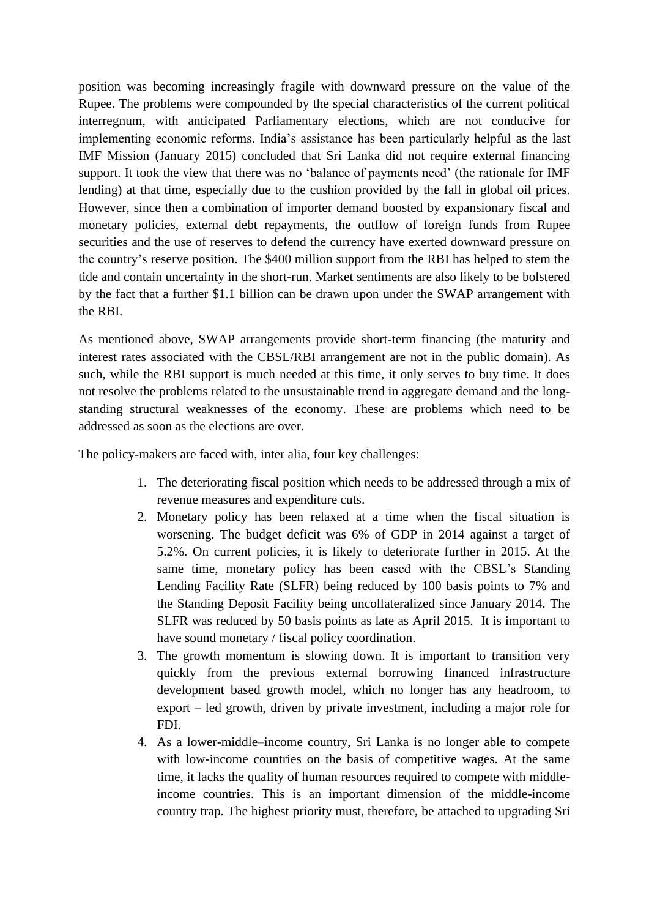position was becoming increasingly fragile with downward pressure on the value of the Rupee. The problems were compounded by the special characteristics of the current political interregnum, with anticipated Parliamentary elections, which are not conducive for implementing economic reforms. India's assistance has been particularly helpful as the last IMF Mission (January 2015) concluded that Sri Lanka did not require external financing support. It took the view that there was no 'balance of payments need' (the rationale for IMF lending) at that time, especially due to the cushion provided by the fall in global oil prices. However, since then a combination of importer demand boosted by expansionary fiscal and monetary policies, external debt repayments, the outflow of foreign funds from Rupee securities and the use of reserves to defend the currency have exerted downward pressure on the country's reserve position. The $400 million support from the RBI has helped to stem the tide and contain uncertainty in the short-run. Market sentiments are also likely to be bolstered by the fact that a further $1.1 billion can be drawn upon under the SWAP arrangement with the RBI.

As mentioned above, SWAP arrangements provide short-term financing (the maturity and interest rates associated with the CBSL/RBI arrangement are not in the public domain). As such, while the RBI support is much needed at this time, it only serves to buy time. It does not resolve the problems related to the unsustainable trend in aggregate demand and the long-standing structural weaknesses of the economy. These are problems which need to be addressed as soon as the elections are over.

The policy-makers are faced with, inter alia, four key challenges:

1. The deteriorating fiscal position which needs to be addressed through a mix of revenue measures and expenditure cuts.
2. Monetary policy has been relaxed at a time when the fiscal situation is worsening. The budget deficit was 6% of GDP in 2014 against a target of 5.2%. On current policies, it is likely to deteriorate further in 2015. At the same time, monetary policy has been eased with the CBSL's Standing Lending Facility Rate (SLFR) being reduced by 100 basis points to 7% and the Standing Deposit Facility being uncollateralized since January 2014. The SLFR was reduced by 50 basis points as late as April 2015. It is important to have sound monetary / fiscal policy coordination.
3. The growth momentum is slowing down. It is important to transition very quickly from the previous external borrowing financed infrastructure development based growth model, which no longer has any headroom, to export – led growth, driven by private investment, including a major role for FDI.
4. As a lower-middle–income country, Sri Lanka is no longer able to compete with low-income countries on the basis of competitive wages. At the same time, it lacks the quality of human resources required to compete with middle-income countries. This is an important dimension of the middle-income country trap. The highest priority must, therefore, be attached to upgrading Sri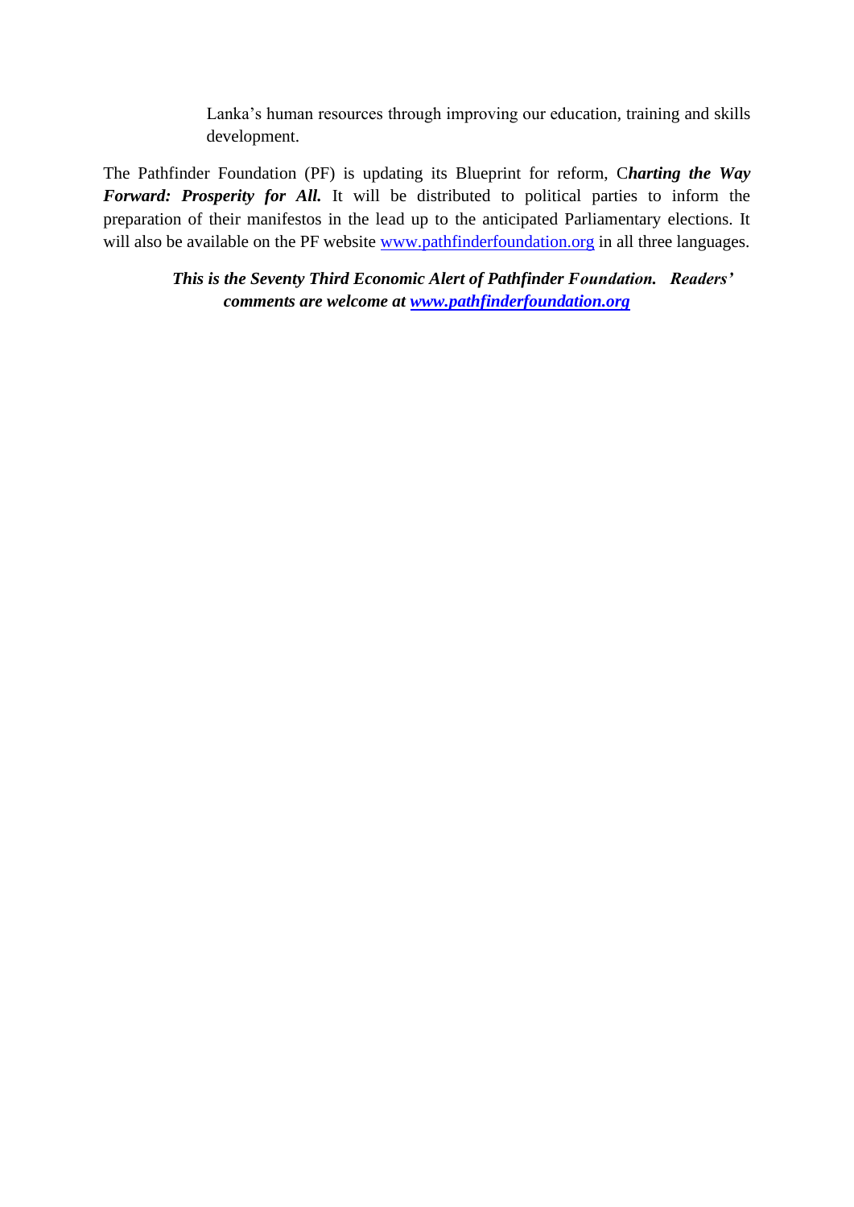Lanka's human resources through improving our education, training and skills development.

The Pathfinder Foundation (PF) is updating its Blueprint for reform, C***harting the Way Forward: Prosperity for All.*** It will be distributed to political parties to inform the preparation of their manifestos in the lead up to the anticipated Parliamentary elections. It will also be available on the PF website www.pathfinderfoundation.org in all three languages.

***This is the Seventy Third Economic Alert of Pathfinder Foundation. Readers' comments are welcome at www.pathfinderfoundation.org***